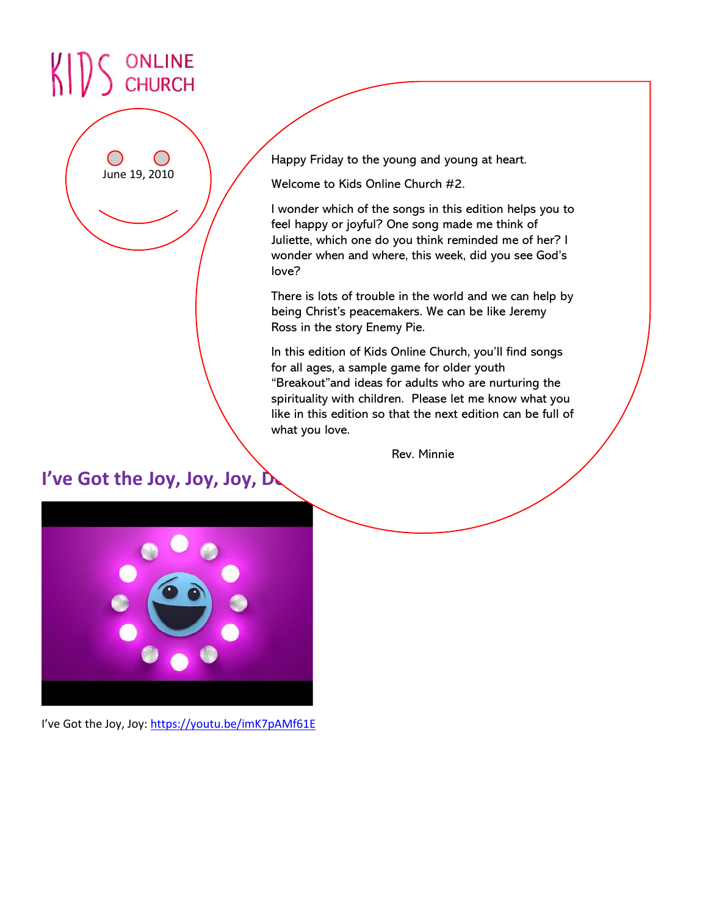# KIDS ONLINE CHURCH

June 19, 2010

Happy Friday to the young and young at heart.

Welcome to Kids Online Church #2.

I wonder which of the songs in this edition helps you to feel happy or joyful? One song made me think of Juliette, which one do you think reminded me of her? I wonder when and where, this week, did you see God's love?

There is lots of trouble in the world and we can help by being Christ's peacemakers. We can be like Jeremy Ross in the story Enemy Pie.

In this edition of Kids Online Church, you'll find songs for all ages, a sample game for older youth "Breakout"and ideas for adults who are nurturing the spirituality with children. Please let me know what you like in this edition so that the next edition can be full of what you love.

Rev. Minnie

## I've Got the Joy, Joy, Joy, D

I've Got the Joy, Joy: https://youtu.be/imK7pAMf61E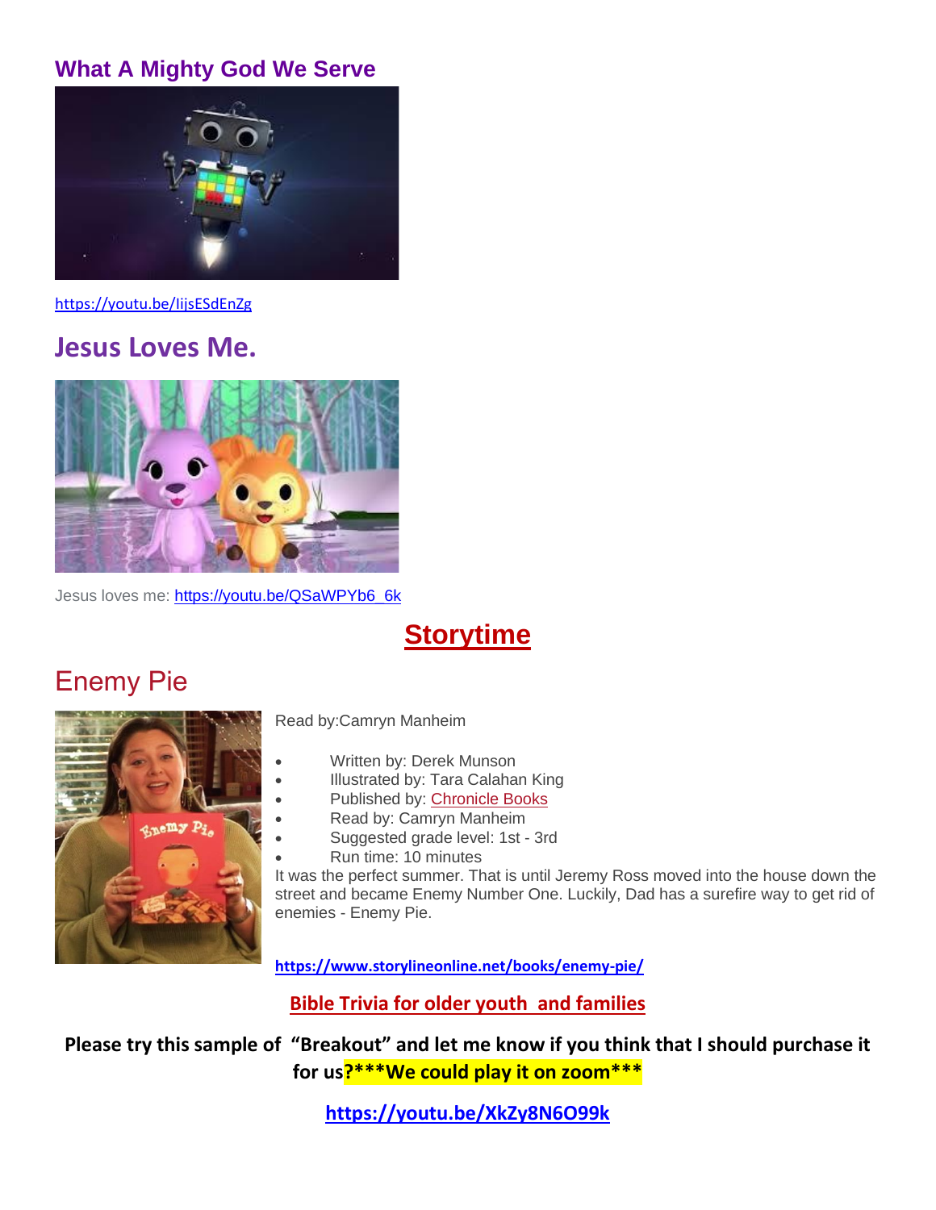## What A Mighty God We Serve

https://youtu.be/IijsESdEnZg

## Jesus Loves Me.

Jesus loves me: https://youtu.be/QSaWPYb6_6k

# Storytime

## Enemy Pie

Read by:Camryn Manheim

- Written by: Derek Munson
- Illustrated by: Tara Calahan King
- Published by: Chronicle Books
- Read by: Camryn Manheim
- Suggested grade level: 1st - 3rd
- Run time: 10 minutes

It was the perfect summer. That is until Jeremy Ross moved into the house down the street and became Enemy Number One. Luckily, Dad has a surefire way to get rid of enemies - Enemy Pie.

**https://www.storylineonline.net/books/enemy-pie/**

**Bible Trivia for older youth and families**

**Please try this sample of "Breakout" and let me know if you think that I should purchase it for us?\*\*\*We could play it on zoom\*\*\***

**https://youtu.be/XkZy8N6O99k**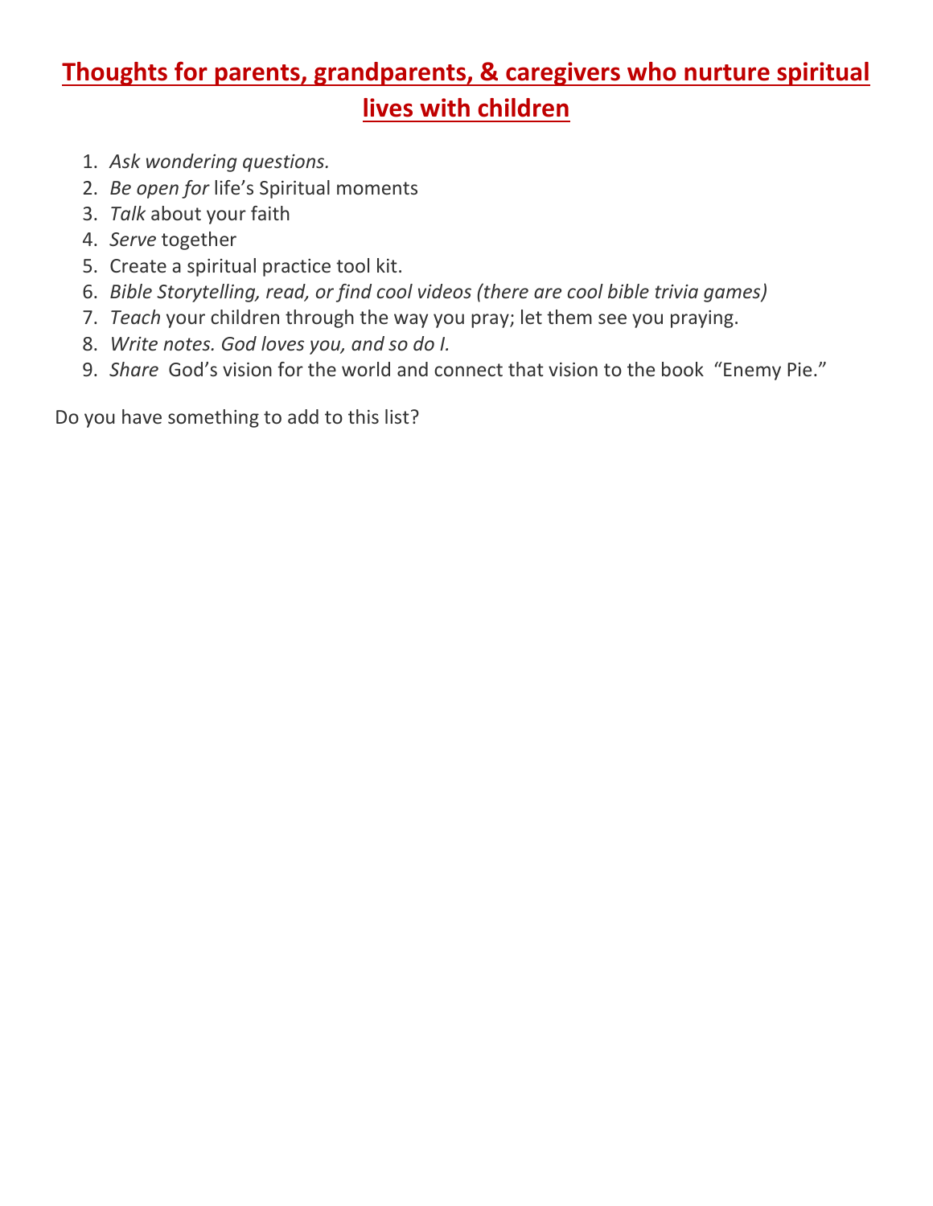# **Thoughts for parents, grandparents, & caregivers who nurture spiritual lives with children**

1. *Ask wondering questions.*
2. *Be open for* life's Spiritual moments
3. *Talk* about your faith
4. *Serve* together
5. Create a spiritual practice tool kit.
6. *Bible Storytelling, read, or find cool videos (there are cool bible trivia games)*
7. *Teach* your children through the way you pray; let them see you praying.
8. *Write notes. God loves you, and so do I.*
9. *Share* God's vision for the world and connect that vision to the book "Enemy Pie."

Do you have something to add to this list?